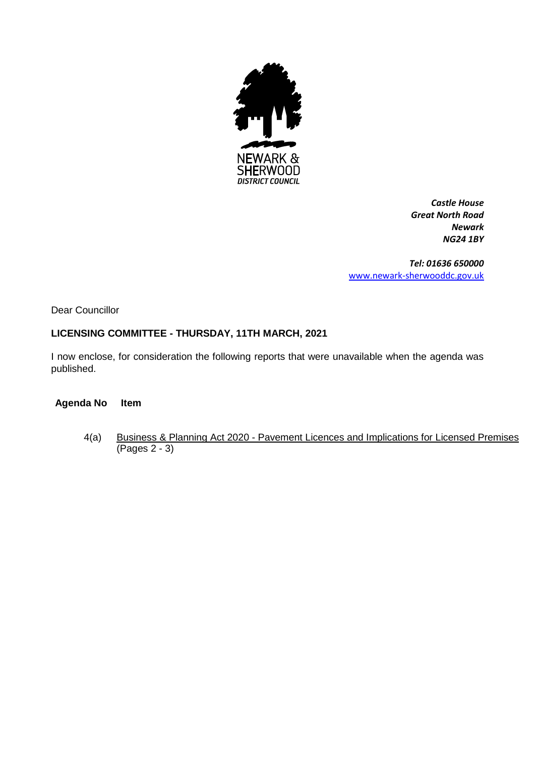NEWARK & SHERWOOD DISTRICT COUNCIL

*Castle House*
*Great North Road*
*Newark*
*NG24 1BY*

*Tel: 01636 650000*
[www.newark-sherwooddc.gov.uk](http://www.newark-sherwooddc.gov.uk)

Dear Councillor

**LICENSING COMMITTEE - THURSDAY, 11TH MARCH, 2021**

I now enclose, for consideration the following reports that were unavailable when the agenda was published.

| **Agenda No** | **Item** |
| --- | --- |
| 4(a) | Business & Planning Act 2020 - Pavement Licences and Implications for Licensed Premises (Pages 2 - 3) |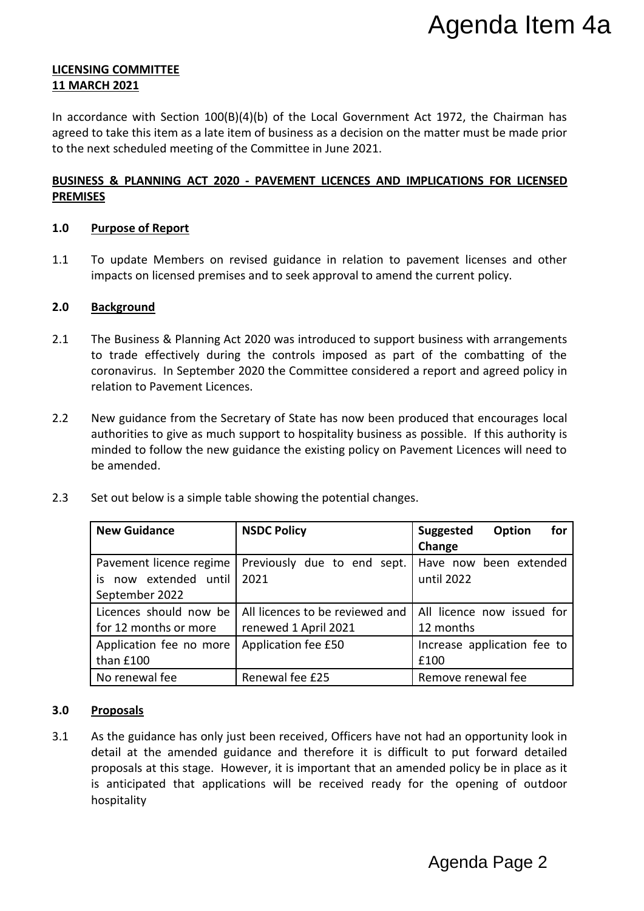**LICENSING COMMITTEE**
**11 MARCH 2021**

In accordance with Section 100(B)(4)(b) of the Local Government Act 1972, the Chairman has agreed to take this item as a late item of business as a decision on the matter must be made prior to the next scheduled meeting of the Committee in June 2021.

**BUSINESS & PLANNING ACT 2020 - PAVEMENT LICENCES AND IMPLICATIONS FOR LICENSED PREMISES**

## 1.0 Purpose of Report

1.1 To update Members on revised guidance in relation to pavement licenses and other impacts on licensed premises and to seek approval to amend the current policy.

## 2.0 Background

2.1 The Business & Planning Act 2020 was introduced to support business with arrangements to trade effectively during the controls imposed as part of the combatting of the coronavirus. In September 2020 the Committee considered a report and agreed policy in relation to Pavement Licences.

2.2 New guidance from the Secretary of State has now been produced that encourages local authorities to give as much support to hospitality business as possible. If this authority is minded to follow the new guidance the existing policy on Pavement Licences will need to be amended.

2.3 Set out below is a simple table showing the potential changes.

| New Guidance | NSDC Policy | Suggested Option for Change |
|---|---|---|
| Pavement licence regime is now extended until September 2022 | Previously due to end sept. 2021 | Have now been extended until 2022 |
| Licences should now be for 12 months or more | All licences to be reviewed and renewed 1 April 2021 | All licence now issued for 12 months |
| Application fee no more than £100 | Application fee £50 | Increase application fee to £100 |
| No renewal fee | Renewal fee £25 | Remove renewal fee |

## 3.0 Proposals

3.1 As the guidance has only just been received, Officers have not had an opportunity look in detail at the amended guidance and therefore it is difficult to put forward detailed proposals at this stage. However, it is important that an amended policy be in place as it is anticipated that applications will be received ready for the opening of outdoor hospitality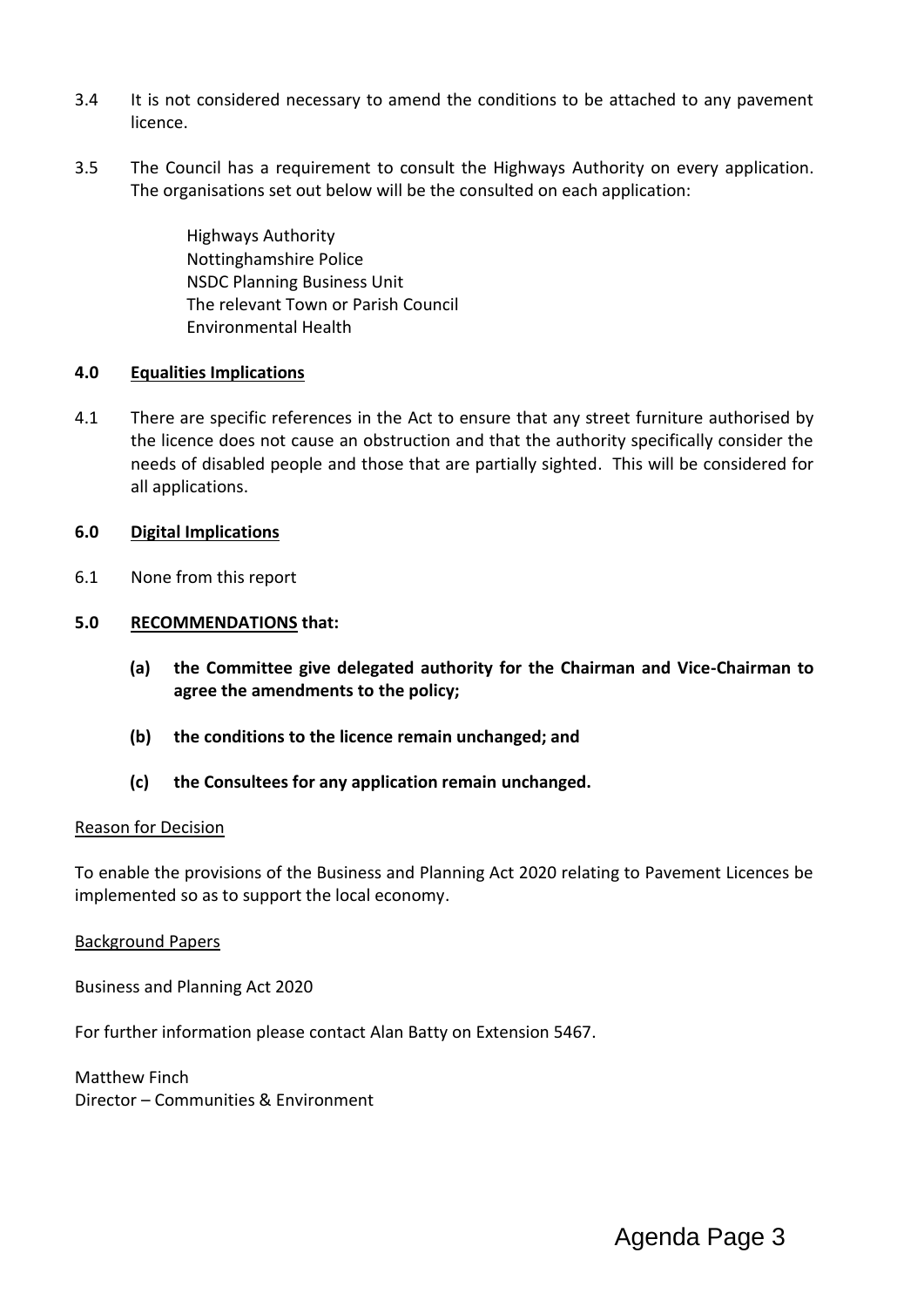3.4 It is not considered necessary to amend the conditions to be attached to any pavement licence.

3.5 The Council has a requirement to consult the Highways Authority on every application. The organisations set out below will be the consulted on each application:

Highways Authority
Nottinghamshire Police
NSDC Planning Business Unit
The relevant Town or Parish Council
Environmental Health

## 4.0 Equalities Implications

4.1 There are specific references in the Act to ensure that any street furniture authorised by the licence does not cause an obstruction and that the authority specifically consider the needs of disabled people and those that are partially sighted. This will be considered for all applications.

## 6.0 Digital Implications

6.1 None from this report

## 5.0 RECOMMENDATIONS that:

**(a) the Committee give delegated authority for the Chairman and Vice-Chairman to agree the amendments to the policy;**

**(b) the conditions to the licence remain unchanged; and**

**(c) the Consultees for any application remain unchanged.**

Reason for Decision

To enable the provisions of the Business and Planning Act 2020 relating to Pavement Licences be implemented so as to support the local economy.

Background Papers

Business and Planning Act 2020

For further information please contact Alan Batty on Extension 5467.

Matthew Finch
Director – Communities & Environment